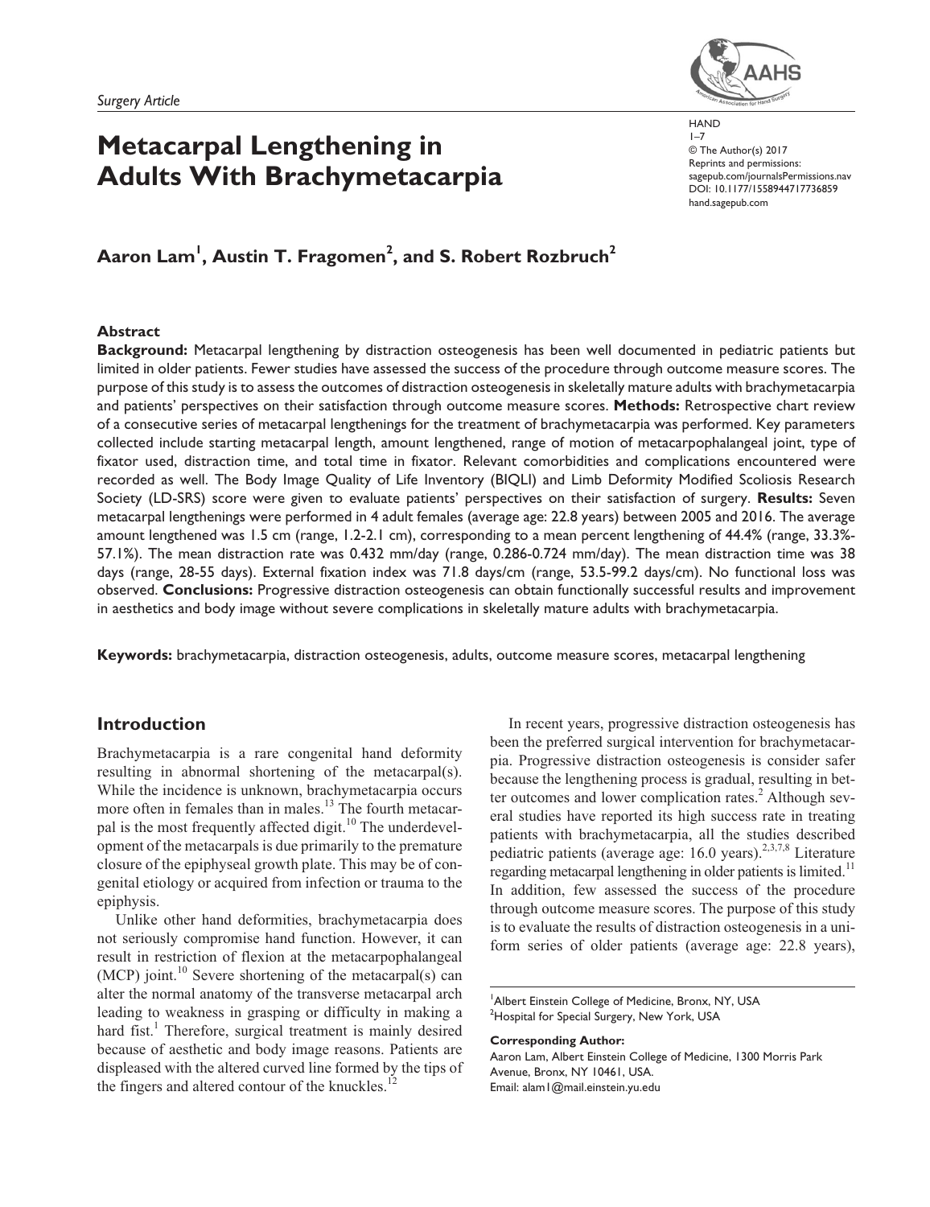*Surgery Article*

# Metacarpal Lengthening in Adults With Brachymetacarpia

DOI: 10.1177/1558944717736859
hand.sagepub.com

**Aaron Lam[1], Austin T. Fragomen[2], and S. Robert Rozbruch[2]**

## Abstract

**Background:** Metacarpal lengthening by distraction osteogenesis has been well documented in pediatric patients but limited in older patients. Fewer studies have assessed the success of the procedure through outcome measure scores. The purpose of this study is to assess the outcomes of distraction osteogenesis in skeletally mature adults with brachymetacarpia and patients' perspectives on their satisfaction through outcome measure scores. **Methods:** Retrospective chart review of a consecutive series of metacarpal lengthenings for the treatment of brachymetacarpia was performed. Key parameters collected include starting metacarpal length, amount lengthened, range of motion of metacarpophalangeal joint, type of fixator used, distraction time, and total time in fixator. Relevant comorbidities and complications encountered were recorded as well. The Body Image Quality of Life Inventory (BIQLI) and Limb Deformity Modified Scoliosis Research Society (LD-SRS) score were given to evaluate patients' perspectives on their satisfaction of surgery. **Results:** Seven metacarpal lengthenings were performed in 4 adult females (average age: 22.8 years) between 2005 and 2016. The average amount lengthened was 1.5 cm (range, 1.2-2.1 cm), corresponding to a mean percent lengthening of 44.4% (range, 33.3%-57.1%). The mean distraction rate was 0.432 mm/day (range, 0.286-0.724 mm/day). The mean distraction time was 38 days (range, 28-55 days). External fixation index was 71.8 days/cm (range, 53.5-99.2 days/cm). No functional loss was observed. **Conclusions:** Progressive distraction osteogenesis can obtain functionally successful results and improvement in aesthetics and body image without severe complications in skeletally mature adults with brachymetacarpia.

**Keywords:** brachymetacarpia, distraction osteogenesis, adults, outcome measure scores, metacarpal lengthening

## Introduction

Brachymetacarpia is a rare congenital hand deformity resulting in abnormal shortening of the metacarpal(s). While the incidence is unknown, brachymetacarpia occurs more often in females than in males.[13] The fourth metacarpal is the most frequently affected digit.[10] The underdevelopment of the metacarpals is due primarily to the premature closure of the epiphyseal growth plate. This may be of congenital etiology or acquired from infection or trauma to the epiphysis.

Unlike other hand deformities, brachymetacarpia does not seriously compromise hand function. However, it can result in restriction of flexion at the metacarpophalangeal (MCP) joint.[10] Severe shortening of the metacarpal(s) can alter the normal anatomy of the transverse metacarpal arch leading to weakness in grasping or difficulty in making a hard fist.[1] Therefore, surgical treatment is mainly desired because of aesthetic and body image reasons. Patients are displeased with the altered curved line formed by the tips of the fingers and altered contour of the knuckles.[12]

In recent years, progressive distraction osteogenesis has been the preferred surgical intervention for brachymetacarpia. Progressive distraction osteogenesis is consider safer because the lengthening process is gradual, resulting in better outcomes and lower complication rates.[2] Although several studies have reported its high success rate in treating patients with brachymetacarpia, all the studies described pediatric patients (average age: 16.0 years).[2,3,7,8] Literature regarding metacarpal lengthening in older patients is limited.[11] In addition, few assessed the success of the procedure through outcome measure scores. The purpose of this study is to evaluate the results of distraction osteogenesis in a uniform series of older patients (average age: 22.8 years),

[1]Albert Einstein College of Medicine, Bronx, NY, USA
[2]Hospital for Special Surgery, New York, USA

**Corresponding Author:**
Aaron Lam, Albert Einstein College of Medicine, 1300 Morris Park Avenue, Bronx, NY 10461, USA.
Email: alam1@mail.einstein.yu.edu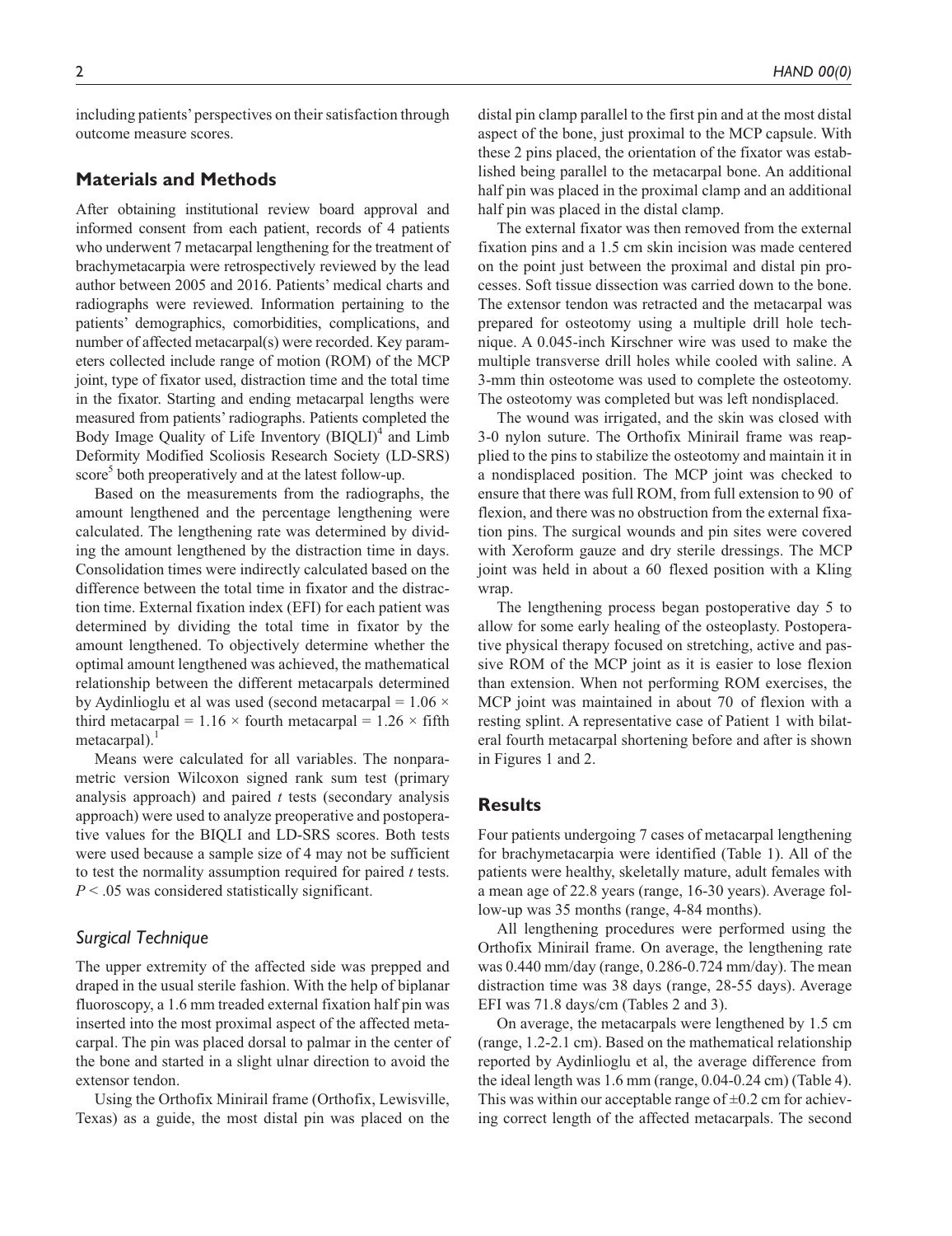including patients' perspectives on their satisfaction through outcome measure scores.

## Materials and Methods

After obtaining institutional review board approval and informed consent from each patient, records of 4 patients who underwent 7 metacarpal lengthening for the treatment of brachymetacarpia were retrospectively reviewed by the lead author between 2005 and 2016. Patients' medical charts and radiographs were reviewed. Information pertaining to the patients' demographics, comorbidities, complications, and number of affected metacarpal(s) were recorded. Key parameters collected include range of motion (ROM) of the MCP joint, type of fixator used, distraction time and the total time in the fixator. Starting and ending metacarpal lengths were measured from patients' radiographs. Patients completed the Body Image Quality of Life Inventory (BIQLI)[4] and Limb Deformity Modified Scoliosis Research Society (LD-SRS) score[5] both preoperatively and at the latest follow-up.

Based on the measurements from the radiographs, the amount lengthened and the percentage lengthening were calculated. The lengthening rate was determined by dividing the amount lengthened by the distraction time in days. Consolidation times were indirectly calculated based on the difference between the total time in fixator and the distraction time. External fixation index (EFI) for each patient was determined by dividing the total time in fixator by the amount lengthened. To objectively determine whether the optimal amount lengthened was achieved, the mathematical relationship between the different metacarpals determined by Aydinlioglu et al was used (second metacarpal = 1.06 × third metacarpal = 1.16 × fourth metacarpal = 1.26 × fifth metacarpal).[1]

Means were calculated for all variables. The nonparametric version Wilcoxon signed rank sum test (primary analysis approach) and paired *t* tests (secondary analysis approach) were used to analyze preoperative and postoperative values for the BIQLI and LD-SRS scores. Both tests were used because a sample size of 4 may not be sufficient to test the normality assumption required for paired *t* tests. $P < .05$ was considered statistically significant.

### Surgical Technique

The upper extremity of the affected side was prepped and draped in the usual sterile fashion. With the help of biplanar fluoroscopy, a 1.6 mm treaded external fixation half pin was inserted into the most proximal aspect of the affected metacarpal. The pin was placed dorsal to palmar in the center of the bone and started in a slight ulnar direction to avoid the extensor tendon.

Using the Orthofix Minirail frame (Orthofix, Lewisville, Texas) as a guide, the most distal pin was placed on the distal pin clamp parallel to the first pin and at the most distal aspect of the bone, just proximal to the MCP capsule. With these 2 pins placed, the orientation of the fixator was established being parallel to the metacarpal bone. An additional half pin was placed in the proximal clamp and an additional half pin was placed in the distal clamp.

The external fixator was then removed from the external fixation pins and a 1.5 cm skin incision was made centered on the point just between the proximal and distal pin processes. Soft tissue dissection was carried down to the bone. The extensor tendon was retracted and the metacarpal was prepared for osteotomy using a multiple drill hole technique. A 0.045-inch Kirschner wire was used to make the multiple transverse drill holes while cooled with saline. A 3-mm thin osteotome was used to complete the osteotomy. The osteotomy was completed but was left nondisplaced.

The wound was irrigated, and the skin was closed with 3-0 nylon suture. The Orthofix Minirail frame was reapplied to the pins to stabilize the osteotomy and maintain it in a nondisplaced position. The MCP joint was checked to ensure that there was full ROM, from full extension to 90 of flexion, and there was no obstruction from the external fixation pins. The surgical wounds and pin sites were covered with Xeroform gauze and dry sterile dressings. The MCP joint was held in about a 60 flexed position with a Kling wrap.

The lengthening process began postoperative day 5 to allow for some early healing of the osteoplasty. Postoperative physical therapy focused on stretching, active and passive ROM of the MCP joint as it is easier to lose flexion than extension. When not performing ROM exercises, the MCP joint was maintained in about 70 of flexion with a resting splint. A representative case of Patient 1 with bilateral fourth metacarpal shortening before and after is shown in Figures 1 and 2.

## Results

Four patients undergoing 7 cases of metacarpal lengthening for brachymetacarpia were identified (Table 1). All of the patients were healthy, skeletally mature, adult females with a mean age of 22.8 years (range, 16-30 years). Average follow-up was 35 months (range, 4-84 months).

All lengthening procedures were performed using the Orthofix Minirail frame. On average, the lengthening rate was 0.440 mm/day (range, 0.286-0.724 mm/day). The mean distraction time was 38 days (range, 28-55 days). Average EFI was 71.8 days/cm (Tables 2 and 3).

On average, the metacarpals were lengthened by 1.5 cm (range, 1.2-2.1 cm). Based on the mathematical relationship reported by Aydinlioglu et al, the average difference from the ideal length was 1.6 mm (range, 0.04-0.24 cm) (Table 4). This was within our acceptable range of ±0.2 cm for achieving correct length of the affected metacarpals. The second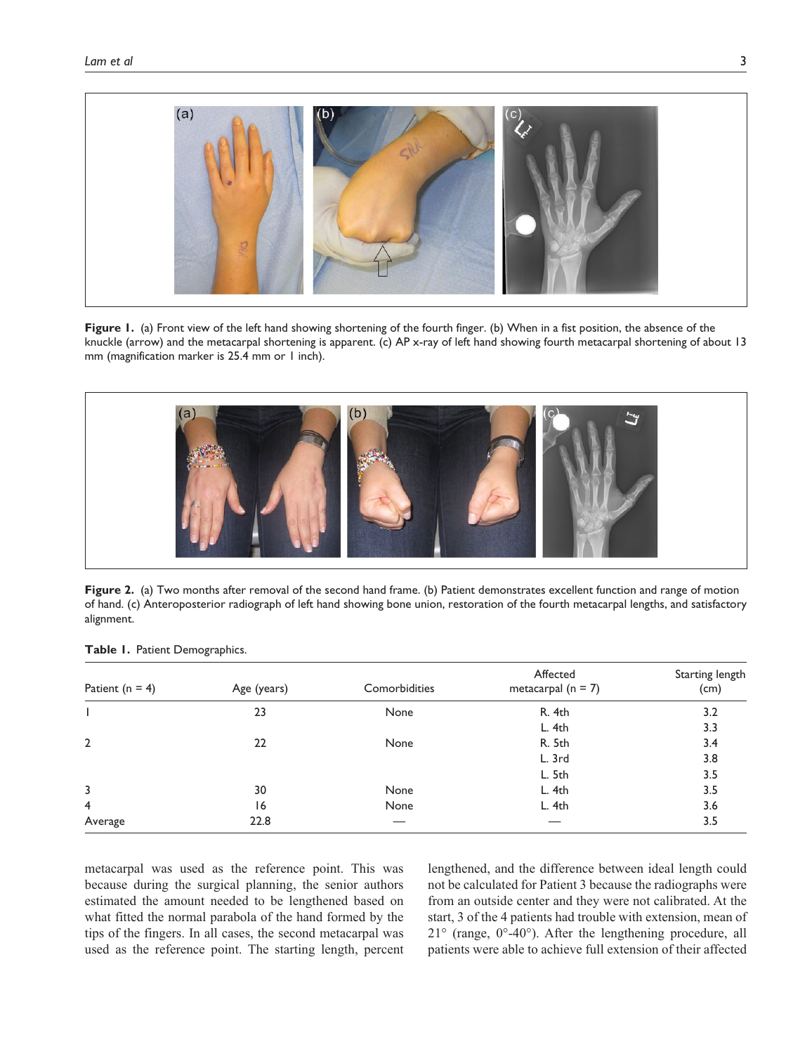**Figure 1.** (a) Front view of the left hand showing shortening of the fourth finger. (b) When in a fist position, the absence of the knuckle (arrow) and the metacarpal shortening is apparent. (c) AP x-ray of left hand showing fourth metacarpal shortening of about 13 mm (magnification marker is 25.4 mm or 1 inch).

**Figure 2.** (a) Two months after removal of the second hand frame. (b) Patient demonstrates excellent function and range of motion of hand. (c) Anteroposterior radiograph of left hand showing bone union, restoration of the fourth metacarpal lengths, and satisfactory alignment.

**Table 1.** Patient Demographics.

| Patient (n = 4) | Age (years) | Comorbidities | Affected metacarpal (n = 7) | Starting length (cm) |
|---|---|---|---|---|
| 1 | 23 | None | R. 4th | 3.2 |
| | | | L. 4th | 3.3 |
| 2 | 22 | None | R. 5th | 3.4 |
| | | | L. 3rd | 3.8 |
| | | | L. 5th | 3.5 |
| 3 | 30 | None | L. 4th | 3.5 |
| 4 | 16 | None | L. 4th | 3.6 |
| Average | 22.8 | — | — | 3.5 |

metacarpal was used as the reference point. This was because during the surgical planning, the senior authors estimated the amount needed to be lengthened based on what fitted the normal parabola of the hand formed by the tips of the fingers. In all cases, the second metacarpal was used as the reference point. The starting length, percent lengthened, and the difference between ideal length could not be calculated for Patient 3 because the radiographs were from an outside center and they were not calibrated. At the start, 3 of the 4 patients had trouble with extension, mean of 21° (range, 0°-40°). After the lengthening procedure, all patients were able to achieve full extension of their affected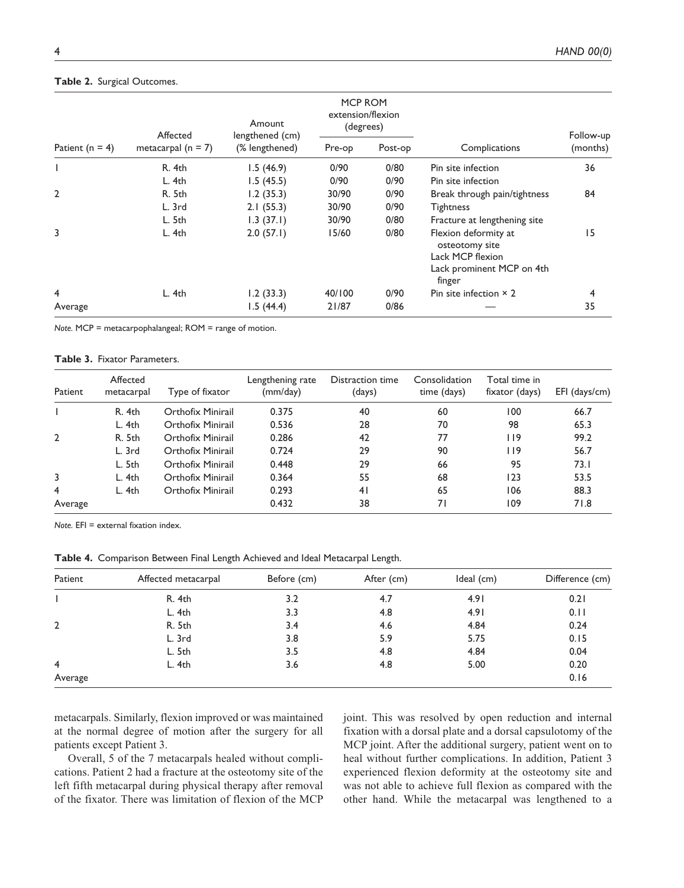**Table 2.** Surgical Outcomes.

| Patient (n = 4) | Affected metacarpal (n = 7) | Amount lengthened (cm) (% lengthened) | MCP ROM extension/flexion (degrees) | | Complications | Follow-up (months) |
|---|---|---|---|---|---|---|
| | | | Pre-op | Post-op | | |
| 1 | R. 4th | 1.5 (46.9) | 0/90 | 0/80 | Pin site infection | 36 |
| | L. 4th | 1.5 (45.5) | 0/90 | 0/90 | Pin site infection | |
| 2 | R. 5th | 1.2 (35.3) | 30/90 | 0/90 | Break through pain/tightness | 84 |
| | L. 3rd | 2.1 (55.3) | 30/90 | 0/90 | Tightness | |
| | L. 5th | 1.3 (37.1) | 30/90 | 0/80 | Fracture at lengthening site | |
| 3 | L. 4th | 2.0 (57.1) | 15/60 | 0/80 | Flexion deformity at osteotomy site<br>Lack MCP flexion<br>Lack prominent MCP on 4th finger | 15 |
| 4 | L. 4th | 1.2 (33.3) | 40/100 | 0/90 | Pin site infection × 2 | 4 |
| Average | | 1.5 (44.4) | 21/87 | 0/86 | — | 35 |

*Note.* MCP = metacarpophalangeal; ROM = range of motion.

**Table 3.** Fixator Parameters.

| Patient | Affected metacarpal | Type of fixator | Lengthening rate (mm/day) | Distraction time (days) | Consolidation time (days) | Total time in fixator (days) | EFI (days/cm) |
|---|---|---|---|---|---|---|---|
| 1 | R. 4th | Orthofix Minirail | 0.375 | 40 | 60 | 100 | 66.7 |
| | L. 4th | Orthofix Minirail | 0.536 | 28 | 70 | 98 | 65.3 |
| 2 | R. 5th | Orthofix Minirail | 0.286 | 42 | 77 | 119 | 99.2 |
| | L. 3rd | Orthofix Minirail | 0.724 | 29 | 90 | 119 | 56.7 |
| | L. 5th | Orthofix Minirail | 0.448 | 29 | 66 | 95 | 73.1 |
| 3 | L. 4th | Orthofix Minirail | 0.364 | 55 | 68 | 123 | 53.5 |
| 4 | L. 4th | Orthofix Minirail | 0.293 | 41 | 65 | 106 | 88.3 |
| Average | | | 0.432 | 38 | 71 | 109 | 71.8 |

*Note.* EFI = external fixation index.

**Table 4.** Comparison Between Final Length Achieved and Ideal Metacarpal Length.

| Patient | Affected metacarpal | Before (cm) | After (cm) | Ideal (cm) | Difference (cm) |
|---|---|---|---|---|---|
| 1 | R. 4th | 3.2 | 4.7 | 4.91 | 0.21 |
| | L. 4th | 3.3 | 4.8 | 4.91 | 0.11 |
| 2 | R. 5th | 3.4 | 4.6 | 4.84 | 0.24 |
| | L. 3rd | 3.8 | 5.9 | 5.75 | 0.15 |
| | L. 5th | 3.5 | 4.8 | 4.84 | 0.04 |
| 4 | L. 4th | 3.6 | 4.8 | 5.00 | 0.20 |
| Average | | | | | 0.16 |

metacarpals. Similarly, flexion improved or was maintained at the normal degree of motion after the surgery for all patients except Patient 3.

Overall, 5 of the 7 metacarpals healed without complications. Patient 2 had a fracture at the osteotomy site of the left fifth metacarpal during physical therapy after removal of the fixator. There was limitation of flexion of the MCP joint. This was resolved by open reduction and internal fixation with a dorsal plate and a dorsal capsulotomy of the MCP joint. After the additional surgery, patient went on to heal without further complications. In addition, Patient 3 experienced flexion deformity at the osteotomy site and was not able to achieve full flexion as compared with the other hand. While the metacarpal was lengthened to a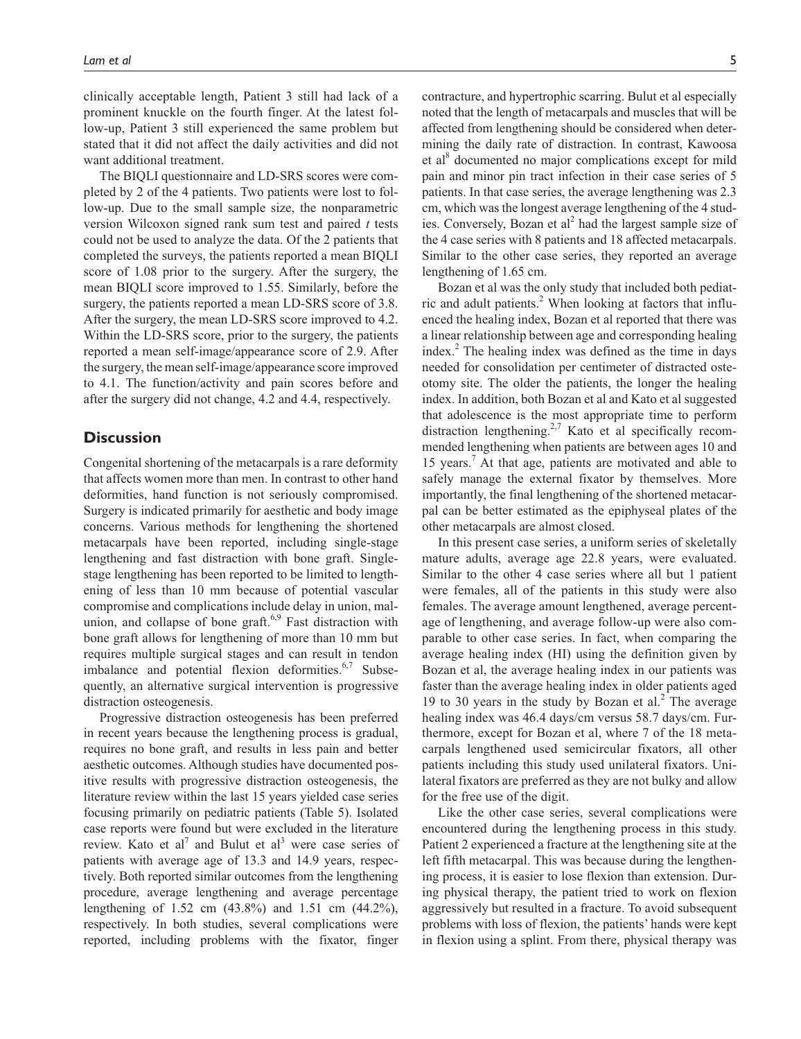clinically acceptable length, Patient 3 still had lack of a prominent knuckle on the fourth finger. At the latest follow-up, Patient 3 still experienced the same problem but stated that it did not affect the daily activities and did not want additional treatment.

The BIQLI questionnaire and LD-SRS scores were completed by 2 of the 4 patients. Two patients were lost to follow-up. Due to the small sample size, the nonparametric version Wilcoxon signed rank sum test and paired *t* tests could not be used to analyze the data. Of the 2 patients that completed the surveys, the patients reported a mean BIQLI score of 1.08 prior to the surgery. After the surgery, the mean BIQLI score improved to 1.55. Similarly, before the surgery, the patients reported a mean LD-SRS score of 3.8. After the surgery, the mean LD-SRS score improved to 4.2. Within the LD-SRS score, prior to the surgery, the patients reported a mean self-image/appearance score of 2.9. After the surgery, the mean self-image/appearance score improved to 4.1. The function/activity and pain scores before and after the surgery did not change, 4.2 and 4.4, respectively.

## Discussion

Congenital shortening of the metacarpals is a rare deformity that affects women more than men. In contrast to other hand deformities, hand function is not seriously compromised. Surgery is indicated primarily for aesthetic and body image concerns. Various methods for lengthening the shortened metacarpals have been reported, including single-stage lengthening and fast distraction with bone graft. Single-stage lengthening has been reported to be limited to lengthening of less than 10 mm because of potential vascular compromise and complications include delay in union, malunion, and collapse of bone graft.[6,9] Fast distraction with bone graft allows for lengthening of more than 10 mm but requires multiple surgical stages and can result in tendon imbalance and potential flexion deformities.[6,7] Subsequently, an alternative surgical intervention is progressive distraction osteogenesis.

Progressive distraction osteogenesis has been preferred in recent years because the lengthening process is gradual, requires no bone graft, and results in less pain and better aesthetic outcomes. Although studies have documented positive results with progressive distraction osteogenesis, the literature review within the last 15 years yielded case series focusing primarily on pediatric patients (Table 5). Isolated case reports were found but were excluded in the literature review. Kato et al[7] and Bulut et al[3] were case series of patients with average age of 13.3 and 14.9 years, respectively. Both reported similar outcomes from the lengthening procedure, average lengthening and average percentage lengthening of 1.52 cm (43.8%) and 1.51 cm (44.2%), respectively. In both studies, several complications were reported, including problems with the fixator, finger contracture, and hypertrophic scarring. Bulut et al especially noted that the length of metacarpals and muscles that will be affected from lengthening should be considered when determining the daily rate of distraction. In contrast, Kawoosa et al[8] documented no major complications except for mild pain and minor pin tract infection in their case series of 5 patients. In that case series, the average lengthening was 2.3 cm, which was the longest average lengthening of the 4 studies. Conversely, Bozan et al[2] had the largest sample size of the 4 case series with 8 patients and 18 affected metacarpals. Similar to the other case series, they reported an average lengthening of 1.65 cm.

Bozan et al was the only study that included both pediatric and adult patients.[2] When looking at factors that influenced the healing index, Bozan et al reported that there was a linear relationship between age and corresponding healing index.[2] The healing index was defined as the time in days needed for consolidation per centimeter of distracted osteotomy site. The older the patients, the longer the healing index. In addition, both Bozan et al and Kato et al suggested that adolescence is the most appropriate time to perform distraction lengthening.[2,7] Kato et al specifically recommended lengthening when patients are between ages 10 and 15 years.[7] At that age, patients are motivated and able to safely manage the external fixator by themselves. More importantly, the final lengthening of the shortened metacarpal can be better estimated as the epiphyseal plates of the other metacarpals are almost closed.

In this present case series, a uniform series of skeletally mature adults, average age 22.8 years, were evaluated. Similar to the other 4 case series where all but 1 patient were females, all of the patients in this study were also females. The average amount lengthened, average percentage of lengthening, and average follow-up were also comparable to other case series. In fact, when comparing the average healing index (HI) using the definition given by Bozan et al, the average healing index in our patients was faster than the average healing index in older patients aged 19 to 30 years in the study by Bozan et al.[2] The average healing index was 46.4 days/cm versus 58.7 days/cm. Furthermore, except for Bozan et al, where 7 of the 18 metacarpals lengthened used semicircular fixators, all other patients including this study used unilateral fixators. Unilateral fixators are preferred as they are not bulky and allow for the free use of the digit.

Like the other case series, several complications were encountered during the lengthening process in this study. Patient 2 experienced a fracture at the lengthening site at the left fifth metacarpal. This was because during the lengthening process, it is easier to lose flexion than extension. During physical therapy, the patient tried to work on flexion aggressively but resulted in a fracture. To avoid subsequent problems with loss of flexion, the patients' hands were kept in flexion using a splint. From there, physical therapy was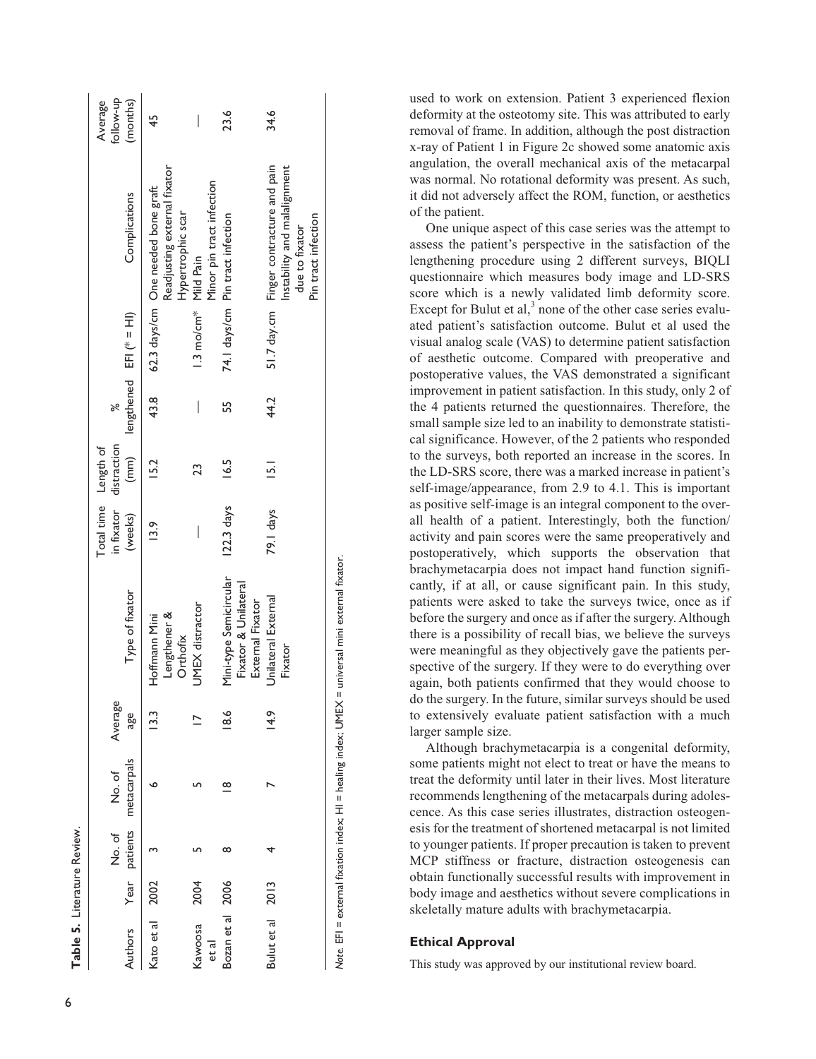**Table 5.** Literature Review.

| Authors | Year | No. of patients | No. of metacarpals | Average age | Type of fixator | Total time in fixator (weeks) | Length of distraction (mm) | % lengthened | EFI (* = HI) | Complications | Average follow-up (months) |
|---|---|---|---|---|---|---|---|---|---|---|---|
| Kato et al | 2002 | 3 | 6 | 13.3 | Hoffmann Mini Lengthener & Orthofix | 13.9 | 15.2 | 43.8 | 62.3 days/cm | One needed bone graft<br>Readjusting external fixator<br>Hypertrophic scar | 45 |
| Kawoosa et al | 2004 | 5 | 5 | 17 | UMEX distractor | — | 23 | — | 1.3 mo/cm* | Mild Pain<br>Minor pin tract infection | — |
| Bozan et al | 2006 | 8 | 18 | 18.6 | Mini-type Semicircular Fixator & Unilateral External Fixator | 122.3 days | 16.5 | 55 | 74.1 days/cm | Pin tract infection | 23.6 |
| Bulut et al | 2013 | 4 | 7 | 14.9 | Unilateral External Fixator | 79.1 days | 15.1 | 44.2 | 51.7 day.cm | Finger contracture and pain<br>Instability and malalignment due to fixator<br>Pin tract infection | 34.6 |

*Note.* EFI = external fixation index; HI = healing index; UMEX = universal mini external fixator.

used to work on extension. Patient 3 experienced flexion deformity at the osteotomy site. This was attributed to early removal of frame. In addition, although the post distraction x-ray of Patient 1 in Figure 2c showed some anatomic axis angulation, the overall mechanical axis of the metacarpal was normal. No rotational deformity was present. As such, it did not adversely affect the ROM, function, or aesthetics of the patient.

One unique aspect of this case series was the attempt to assess the patient's perspective in the satisfaction of the lengthening procedure using 2 different surveys, BIQLI questionnaire which measures body image and LD-SRS score which is a newly validated limb deformity score. Except for Bulut et al,[3] none of the other case series evaluated patient's satisfaction outcome. Bulut et al used the visual analog scale (VAS) to determine patient satisfaction of aesthetic outcome. Compared with preoperative and postoperative values, the VAS demonstrated a significant improvement in patient satisfaction. In this study, only 2 of the 4 patients returned the questionnaires. Therefore, the small sample size led to an inability to demonstrate statistical significance. However, of the 2 patients who responded to the surveys, both reported an increase in the scores. In the LD-SRS score, there was a marked increase in patient's self-image/appearance, from 2.9 to 4.1. This is important as positive self-image is an integral component to the overall health of a patient. Interestingly, both the function/activity and pain scores were the same preoperatively and postoperatively, which supports the observation that brachymetacarpia does not impact hand function significantly, if at all, or cause significant pain. In this study, patients were asked to take the surveys twice, once as if before the surgery and once as if after the surgery. Although there is a possibility of recall bias, we believe the surveys were meaningful as they objectively gave the patients perspective of the surgery. If they were to do everything over again, both patients confirmed that they would choose to do the surgery. In the future, similar surveys should be used to extensively evaluate patient satisfaction with a much larger sample size.

Although brachymetacarpia is a congenital deformity, some patients might not elect to treat or have the means to treat the deformity until later in their lives. Most literature recommends lengthening of the metacarpals during adolescence. As this case series illustrates, distraction osteogenesis for the treatment of shortened metacarpal is not limited to younger patients. If proper precaution is taken to prevent MCP stiffness or fracture, distraction osteogenesis can obtain functionally successful results with improvement in body image and aesthetics without severe complications in skeletally mature adults with brachymetacarpia.

## Ethical Approval

This study was approved by our institutional review board.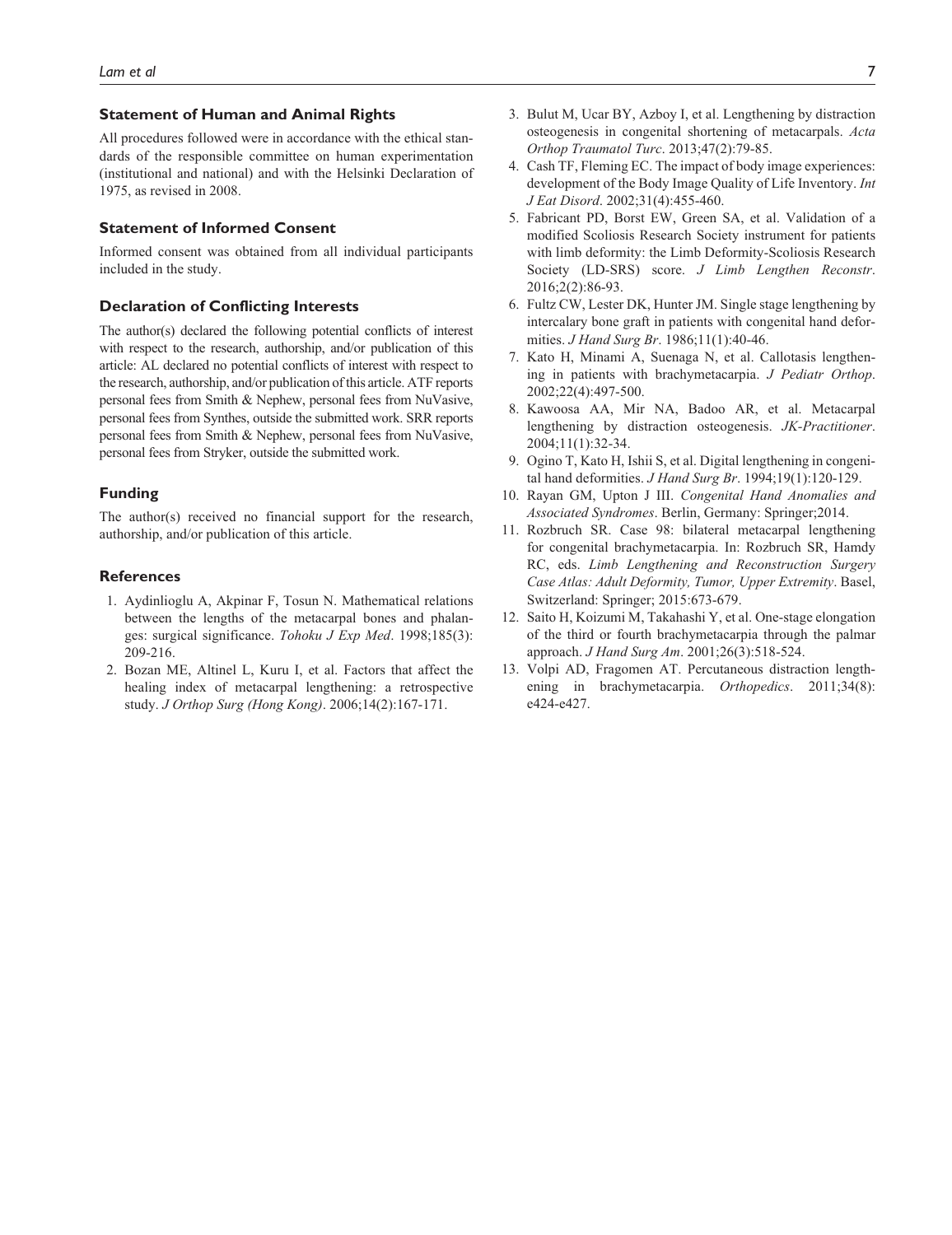## Statement of Human and Animal Rights

All procedures followed were in accordance with the ethical standards of the responsible committee on human experimentation (institutional and national) and with the Helsinki Declaration of 1975, as revised in 2008.

## Statement of Informed Consent

Informed consent was obtained from all individual participants included in the study.

## Declaration of Conflicting Interests

The author(s) declared the following potential conflicts of interest with respect to the research, authorship, and/or publication of this article: AL declared no potential conflicts of interest with respect to the research, authorship, and/or publication of this article. ATF reports personal fees from Smith & Nephew, personal fees from NuVasive, personal fees from Synthes, outside the submitted work. SRR reports personal fees from Smith & Nephew, personal fees from NuVasive, personal fees from Stryker, outside the submitted work.

## Funding

The author(s) received no financial support for the research, authorship, and/or publication of this article.

## References

1. Aydinlioglu A, Akpinar F, Tosun N. Mathematical relations between the lengths of the metacarpal bones and phalanges: surgical significance. *Tohoku J Exp Med*. 1998;185(3): 209-216.
2. Bozan ME, Altinel L, Kuru I, et al. Factors that affect the healing index of metacarpal lengthening: a retrospective study. *J Orthop Surg (Hong Kong)*. 2006;14(2):167-171.
3. Bulut M, Ucar BY, Azboy I, et al. Lengthening by distraction osteogenesis in congenital shortening of metacarpals. *Acta Orthop Traumatol Turc*. 2013;47(2):79-85.
4. Cash TF, Fleming EC. The impact of body image experiences: development of the Body Image Quality of Life Inventory. *Int J Eat Disord*. 2002;31(4):455-460.
5. Fabricant PD, Borst EW, Green SA, et al. Validation of a modified Scoliosis Research Society instrument for patients with limb deformity: the Limb Deformity-Scoliosis Research Society (LD-SRS) score. *J Limb Lengthen Reconstr*. 2016;2(2):86-93.
6. Fultz CW, Lester DK, Hunter JM. Single stage lengthening by intercalary bone graft in patients with congenital hand deformities. *J Hand Surg Br*. 1986;11(1):40-46.
7. Kato H, Minami A, Suenaga N, et al. Callotasis lengthening in patients with brachymetacarpia. *J Pediatr Orthop*. 2002;22(4):497-500.
8. Kawoosa AA, Mir NA, Badoo AR, et al. Metacarpal lengthening by distraction osteogenesis. *JK-Practitioner*. 2004;11(1):32-34.
9. Ogino T, Kato H, Ishii S, et al. Digital lengthening in congenital hand deformities. *J Hand Surg Br*. 1994;19(1):120-129.
10. Rayan GM, Upton J III. *Congenital Hand Anomalies and Associated Syndromes*. Berlin, Germany: Springer;2014.
11. Rozbruch SR. Case 98: bilateral metacarpal lengthening for congenital brachymetacarpia. In: Rozbruch SR, Hamdy RC, eds. *Limb Lengthening and Reconstruction Surgery Case Atlas: Adult Deformity, Tumor, Upper Extremity*. Basel, Switzerland: Springer; 2015:673-679.
12. Saito H, Koizumi M, Takahashi Y, et al. One-stage elongation of the third or fourth brachymetacarpia through the palmar approach. *J Hand Surg Am*. 2001;26(3):518-524.
13. Volpi AD, Fragomen AT. Percutaneous distraction lengthening in brachymetacarpia. *Orthopedics*. 2011;34(8): e424-e427.